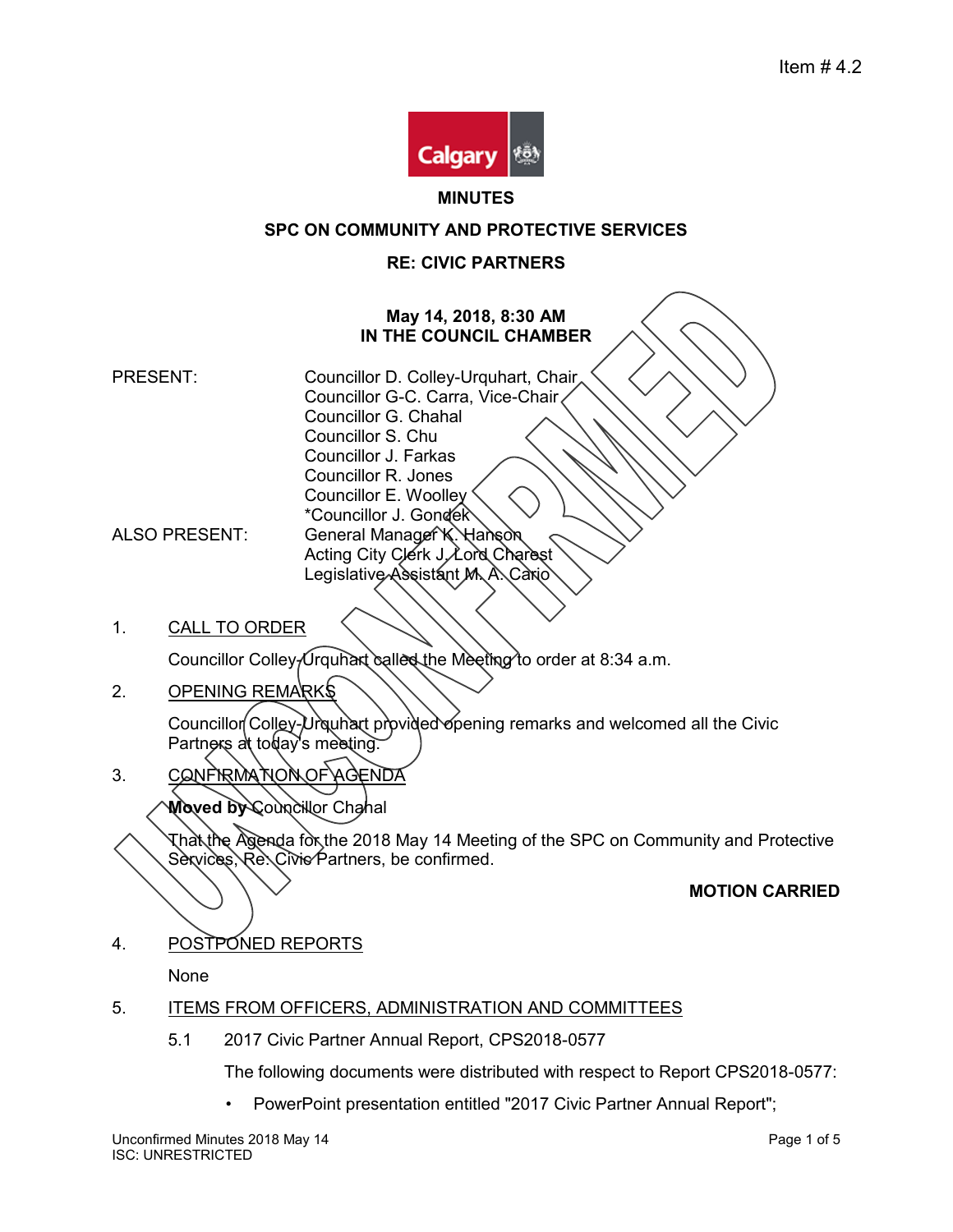Item # 4.2

**MINUTES**

**SPC ON COMMUNITY AND PROTECTIVE SERVICES**

**RE: CIVIC PARTNERS**

**May 14, 2018, 8:30 AM**
**IN THE COUNCIL CHAMBER**

PRESENT:
Councillor D. Colley-Urquhart, Chair
Councillor G-C. Carra, Vice-Chair
Councillor G. Chahal
Councillor S. Chu
Councillor J. Farkas
Councillor R. Jones
Councillor E. Woolley
*Councillor J. Gondek

ALSO PRESENT:
General Manager K. Hanson
Acting City Clerk J. Lord Charest
Legislative Assistant M. A. Cario

1. CALL TO ORDER

   Councillor Colley-Urquhart called the Meeting to order at 8:34 a.m.

2. OPENING REMARKS

   Councillor Colley-Urquhart provided opening remarks and welcomed all the Civic Partners at today's meeting.

3. CONFIRMATION OF AGENDA

   **Moved by** Councillor Chahal

   That the Agenda for the 2018 May 14 Meeting of the SPC on Community and Protective Services, Re: Civic Partners, be confirmed.

   **MOTION CARRIED**

4. POSTPONED REPORTS

   None

5. ITEMS FROM OFFICERS, ADMINISTRATION AND COMMITTEES

   5.1 2017 Civic Partner Annual Report, CPS2018-0577

   The following documents were distributed with respect to Report CPS2018-0577:

   - PowerPoint presentation entitled "2017 Civic Partner Annual Report";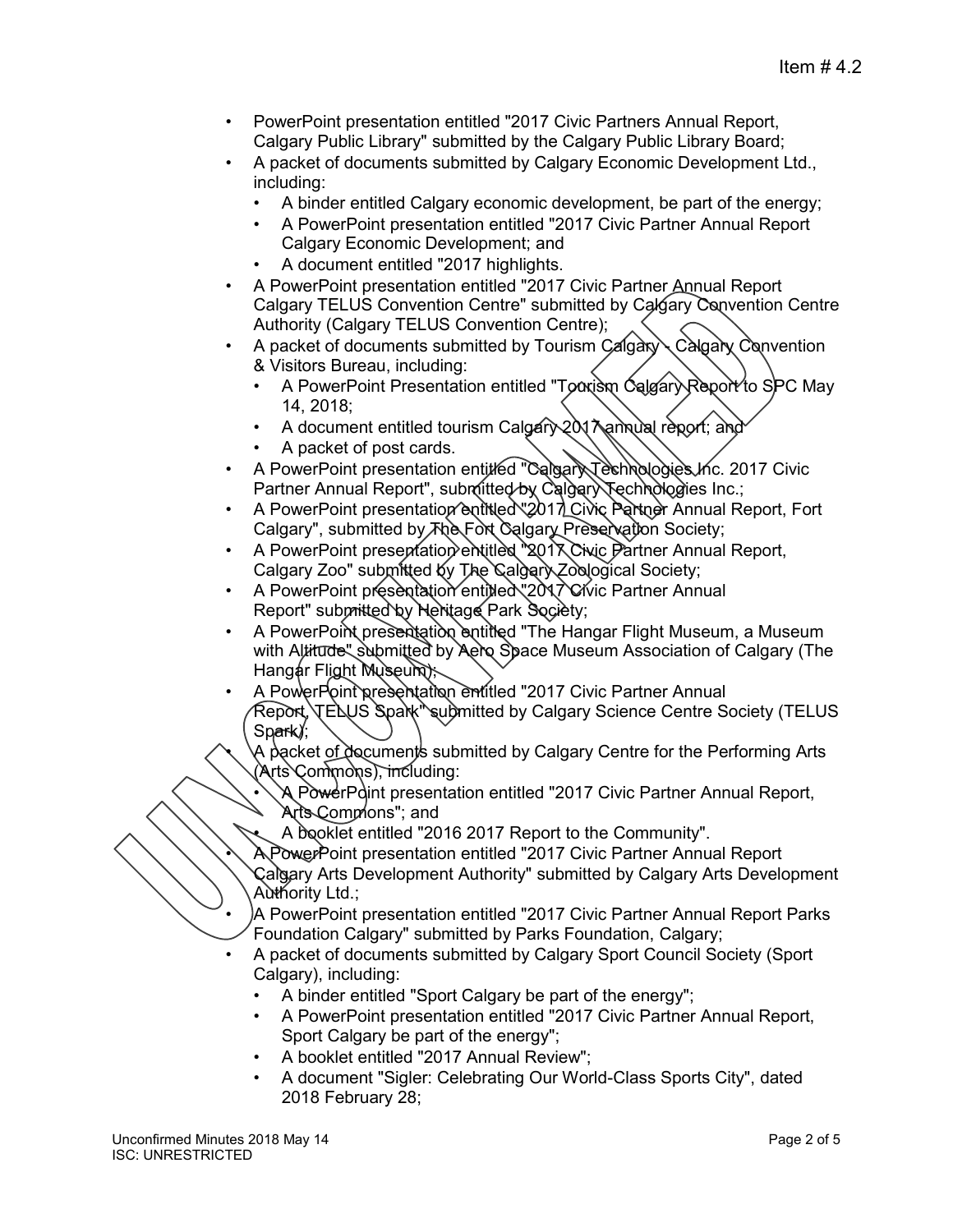- PowerPoint presentation entitled "2017 Civic Partners Annual Report, Calgary Public Library" submitted by the Calgary Public Library Board;
- A packet of documents submitted by Calgary Economic Development Ltd., including:
  - A binder entitled Calgary economic development, be part of the energy;
  - A PowerPoint presentation entitled "2017 Civic Partner Annual Report Calgary Economic Development; and
  - A document entitled "2017 highlights.
- A PowerPoint presentation entitled "2017 Civic Partner Annual Report Calgary TELUS Convention Centre" submitted by Calgary Convention Centre Authority (Calgary TELUS Convention Centre);
- A packet of documents submitted by Tourism Calgary - Calgary Convention & Visitors Bureau, including:
  - A PowerPoint Presentation entitled "Tourism Calgary Report to SPC May 14, 2018;
  - A document entitled tourism Calgary 2017 annual report; and
  - A packet of post cards.
- A PowerPoint presentation entitled "Calgary Technologies Inc. 2017 Civic Partner Annual Report", submitted by Calgary Technologies Inc.;
- A PowerPoint presentation entitled "2017 Civic Partner Annual Report, Fort Calgary", submitted by The Fort Calgary Preservation Society;
- A PowerPoint presentation entitled "2017 Civic Partner Annual Report, Calgary Zoo" submitted by The Calgary Zoological Society;
- A PowerPoint presentation entitled "2017 Civic Partner Annual Report" submitted by Heritage Park Society;
- A PowerPoint presentation entitled "The Hangar Flight Museum, a Museum with Altitude" submitted by Aero Space Museum Association of Calgary (The Hangar Flight Museum);
- A PowerPoint presentation entitled "2017 Civic Partner Annual Report, TELUS Spark" submitted by Calgary Science Centre Society (TELUS Spark);
- A packet of documents submitted by Calgary Centre for the Performing Arts (Arts Commons), including:
  - A PowerPoint presentation entitled "2017 Civic Partner Annual Report, Arts Commons"; and
  - A booklet entitled "2016 2017 Report to the Community".
- A PowerPoint presentation entitled "2017 Civic Partner Annual Report Calgary Arts Development Authority" submitted by Calgary Arts Development Authority Ltd.;
- A PowerPoint presentation entitled "2017 Civic Partner Annual Report Parks Foundation Calgary" submitted by Parks Foundation, Calgary;
- A packet of documents submitted by Calgary Sport Council Society (Sport Calgary), including:
  - A binder entitled "Sport Calgary be part of the energy";
  - A PowerPoint presentation entitled "2017 Civic Partner Annual Report, Sport Calgary be part of the energy";
  - A booklet entitled "2017 Annual Review";
  - A document "Sigler: Celebrating Our World-Class Sports City", dated 2018 February 28;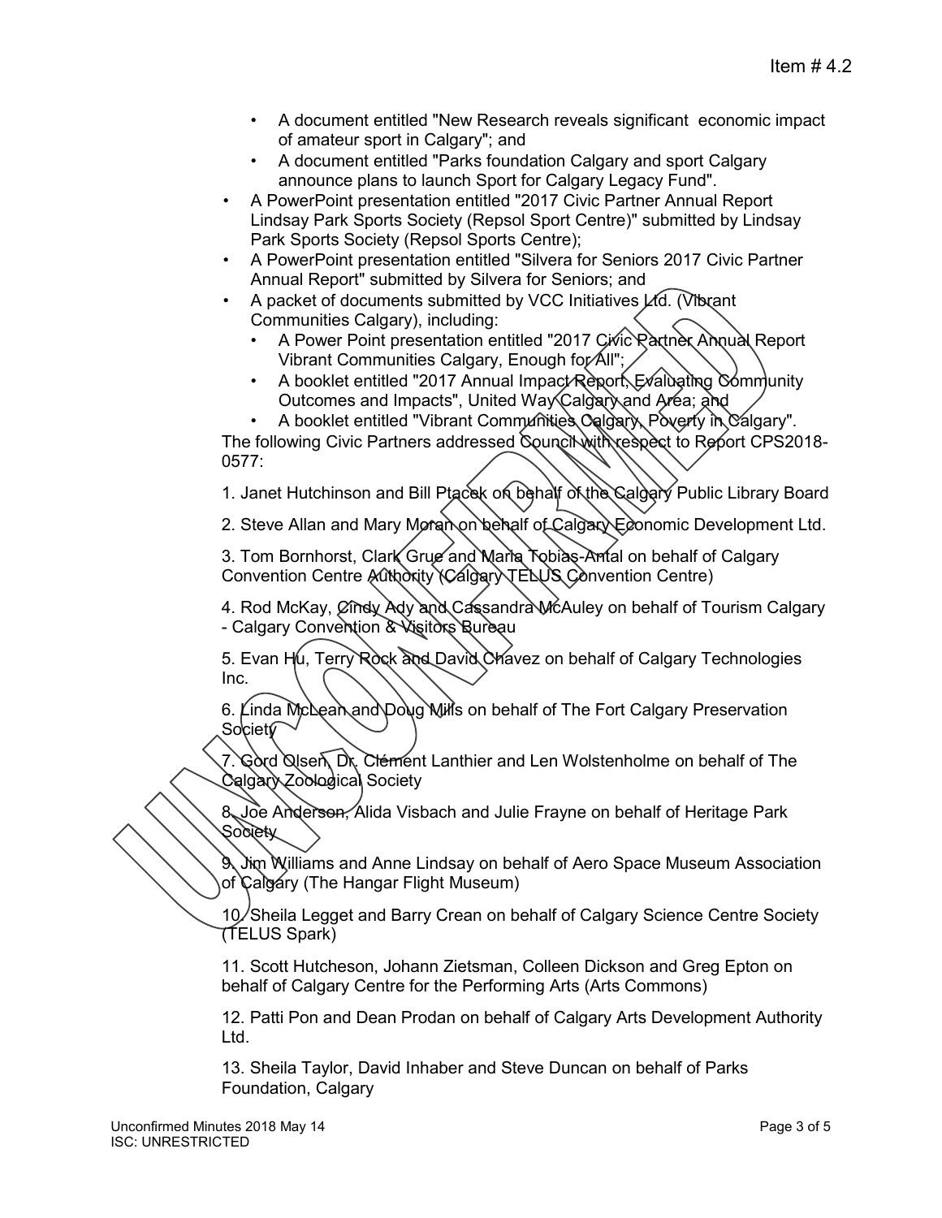- A document entitled "New Research reveals significant  economic impact of amateur sport in Calgary"; and
  - A document entitled "Parks foundation Calgary and sport Calgary announce plans to launch Sport for Calgary Legacy Fund".
- A PowerPoint presentation entitled "2017 Civic Partner Annual Report Lindsay Park Sports Society (Repsol Sport Centre)" submitted by Lindsay Park Sports Society (Repsol Sports Centre);
- A PowerPoint presentation entitled "Silvera for Seniors 2017 Civic Partner Annual Report" submitted by Silvera for Seniors; and
- A packet of documents submitted by VCC Initiatives Ltd. (Vibrant Communities Calgary), including:
  - A Power Point presentation entitled "2017 Civic Partner Annual Report Vibrant Communities Calgary, Enough for All";
  - A booklet entitled "2017 Annual Impact Report, Evaluating Community Outcomes and Impacts", United Way Calgary and Area; and
  - A booklet entitled "Vibrant Communities Calgary, Poverty in Calgary".

The following Civic Partners addressed Council with respect to Report CPS2018-0577:

1. Janet Hutchinson and Bill Ptacek on behalf of the Calgary Public Library Board

2. Steve Allan and Mary Moran on behalf of Calgary Economic Development Ltd.

3. Tom Bornhorst, Clark Grue and Maria Tobias-Antal on behalf of Calgary Convention Centre Authority (Calgary TELUS Convention Centre)

4. Rod McKay, Cindy Ady and Cassandra McAuley on behalf of Tourism Calgary - Calgary Convention & Visitors Bureau

5. Evan Hu, Terry Rock and David Chavez on behalf of Calgary Technologies Inc.

6. Linda McLean and Doug Mills on behalf of The Fort Calgary Preservation Society

7. Gord Olsen, Dr. Clément Lanthier and Len Wolstenholme on behalf of The Calgary Zoological Society

8. Joe Anderson, Alida Visbach and Julie Frayne on behalf of Heritage Park Society

9. Jim Williams and Anne Lindsay on behalf of Aero Space Museum Association of Calgary (The Hangar Flight Museum)

10. Sheila Legget and Barry Crean on behalf of Calgary Science Centre Society (TELUS Spark)

11. Scott Hutcheson, Johann Zietsman, Colleen Dickson and Greg Epton on behalf of Calgary Centre for the Performing Arts (Arts Commons)

12. Patti Pon and Dean Prodan on behalf of Calgary Arts Development Authority Ltd.

13. Sheila Taylor, David Inhaber and Steve Duncan on behalf of Parks Foundation, Calgary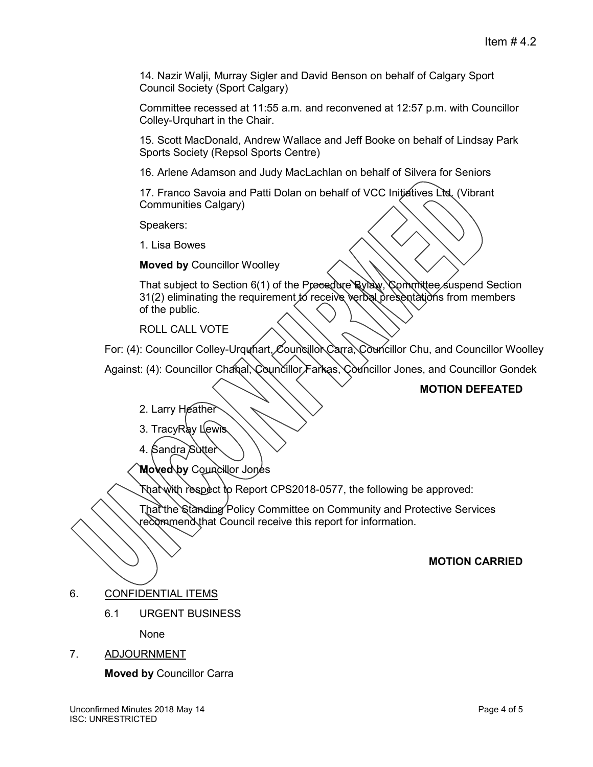14. Nazir Walji, Murray Sigler and David Benson on behalf of Calgary Sport Council Society (Sport Calgary)

Committee recessed at 11:55 a.m. and reconvened at 12:57 p.m. with Councillor Colley-Urquhart in the Chair.

15. Scott MacDonald, Andrew Wallace and Jeff Booke on behalf of Lindsay Park Sports Society (Repsol Sports Centre)

16. Arlene Adamson and Judy MacLachlan on behalf of Silvera for Seniors

17. Franco Savoia and Patti Dolan on behalf of VCC Initiatives Ltd. (Vibrant Communities Calgary)

Speakers:

1. Lisa Bowes

**Moved by** Councillor Woolley

That subject to Section 6(1) of the Procedure Bylaw, Committee suspend Section 31(2) eliminating the requirement to receive verbal presentations from members of the public.

ROLL CALL VOTE

For: (4): Councillor Colley-Urquhart, Councillor Carra, Councillor Chu, and Councillor Woolley

Against: (4): Councillor Chahal, Councillor Farkas, Councillor Jones, and Councillor Gondek

**MOTION DEFEATED**

2. Larry Heather

3. TracyRay Lewis

4. Sandra Sutter

**Moved by** Councillor Jones

That with respect to Report CPS2018-0577, the following be approved:

That the Standing Policy Committee on Community and Protective Services recommend that Council receive this report for information.

**MOTION CARRIED**

6. CONFIDENTIAL ITEMS

6.1 URGENT BUSINESS

None

7. ADJOURNMENT

**Moved by** Councillor Carra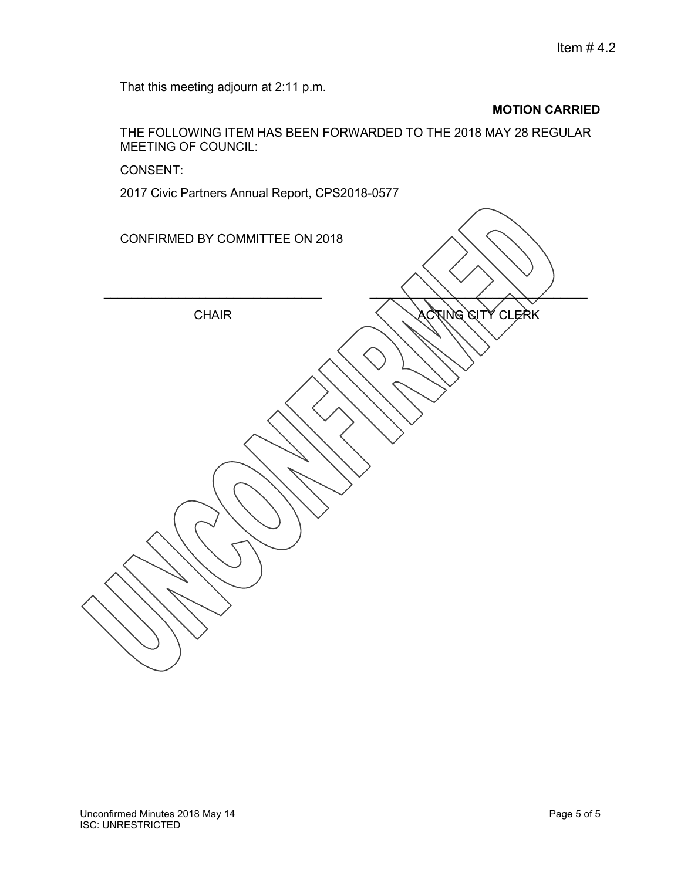Item # 4.2

That this meeting adjourn at 2:11 p.m.

**MOTION CARRIED**

THE FOLLOWING ITEM HAS BEEN FORWARDED TO THE 2018 MAY 28 REGULAR MEETING OF COUNCIL:

CONSENT:

2017 Civic Partners Annual Report, CPS2018-0577

CONFIRMED BY COMMITTEE ON 2018

\_\_\_\_\_\_\_\_\_\_\_\_\_\_\_\_\_\_\_\_\_\_\_\_\_\_\_\_\_\_\_\_ \_\_\_\_\_\_\_\_\_\_\_\_\_\_\_\_\_\_\_\_\_\_\_\_\_\_\_\_\_\_\_\_

CHAIR ACTING CITY CLERK

UNCONFIRMED